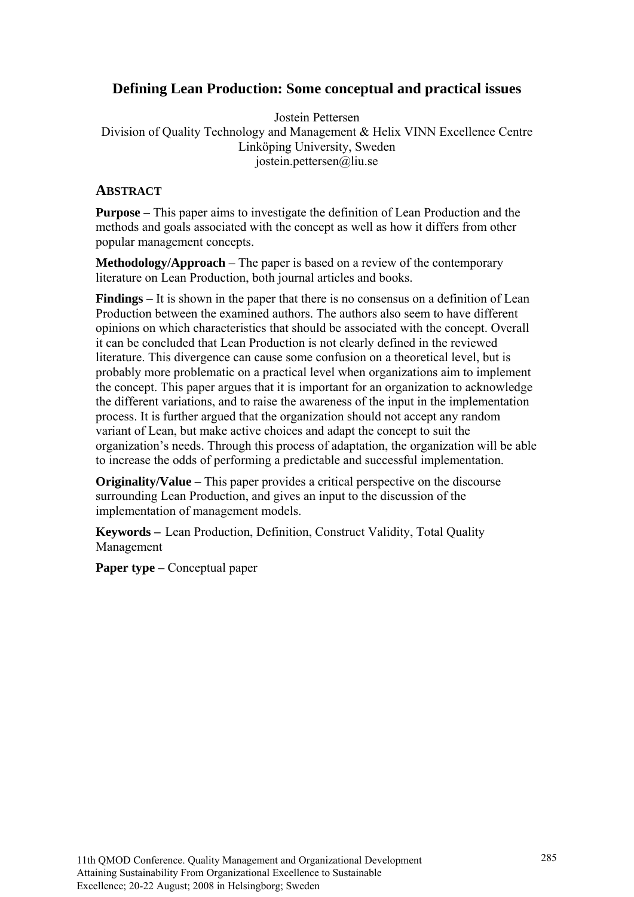# Defining Lean Production: Some conceptual and practical issues

Jostein Pettersen
Division of Quality Technology and Management & Helix VINN Excellence Centre
Linköping University, Sweden
jostein.pettersen@liu.se

## ABSTRACT

**Purpose –** This paper aims to investigate the definition of Lean Production and the methods and goals associated with the concept as well as how it differs from other popular management concepts.

**Methodology/Approach** – The paper is based on a review of the contemporary literature on Lean Production, both journal articles and books.

**Findings –** It is shown in the paper that there is no consensus on a definition of Lean Production between the examined authors. The authors also seem to have different opinions on which characteristics that should be associated with the concept. Overall it can be concluded that Lean Production is not clearly defined in the reviewed literature. This divergence can cause some confusion on a theoretical level, but is probably more problematic on a practical level when organizations aim to implement the concept. This paper argues that it is important for an organization to acknowledge the different variations, and to raise the awareness of the input in the implementation process. It is further argued that the organization should not accept any random variant of Lean, but make active choices and adapt the concept to suit the organization's needs. Through this process of adaptation, the organization will be able to increase the odds of performing a predictable and successful implementation.

**Originality/Value –** This paper provides a critical perspective on the discourse surrounding Lean Production, and gives an input to the discussion of the implementation of management models.

**Keywords –** Lean Production, Definition, Construct Validity, Total Quality Management

**Paper type –** Conceptual paper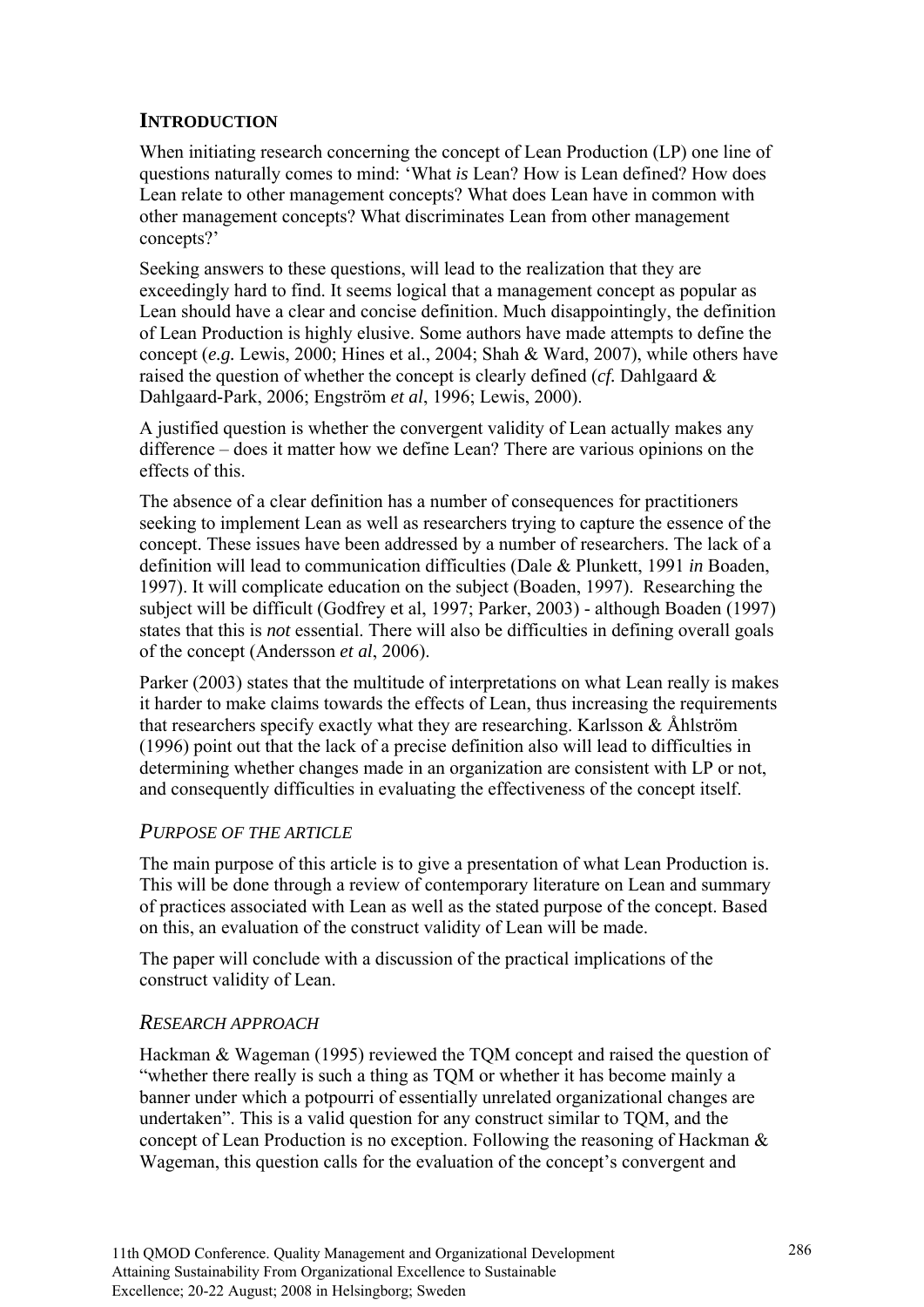## INTRODUCTION

When initiating research concerning the concept of Lean Production (LP) one line of questions naturally comes to mind: 'What *is* Lean? How is Lean defined? How does Lean relate to other management concepts? What does Lean have in common with other management concepts? What discriminates Lean from other management concepts?'

Seeking answers to these questions, will lead to the realization that they are exceedingly hard to find. It seems logical that a management concept as popular as Lean should have a clear and concise definition. Much disappointingly, the definition of Lean Production is highly elusive. Some authors have made attempts to define the concept (*e.g.* Lewis, 2000; Hines et al., 2004; Shah & Ward, 2007), while others have raised the question of whether the concept is clearly defined (*cf.* Dahlgaard & Dahlgaard-Park, 2006; Engström *et al*, 1996; Lewis, 2000).

A justified question is whether the convergent validity of Lean actually makes any difference – does it matter how we define Lean? There are various opinions on the effects of this.

The absence of a clear definition has a number of consequences for practitioners seeking to implement Lean as well as researchers trying to capture the essence of the concept. These issues have been addressed by a number of researchers. The lack of a definition will lead to communication difficulties (Dale & Plunkett, 1991 *in* Boaden, 1997). It will complicate education on the subject (Boaden, 1997). Researching the subject will be difficult (Godfrey et al, 1997; Parker, 2003) - although Boaden (1997) states that this is *not* essential. There will also be difficulties in defining overall goals of the concept (Andersson *et al*, 2006).

Parker (2003) states that the multitude of interpretations on what Lean really is makes it harder to make claims towards the effects of Lean, thus increasing the requirements that researchers specify exactly what they are researching. Karlsson & Åhlström (1996) point out that the lack of a precise definition also will lead to difficulties in determining whether changes made in an organization are consistent with LP or not, and consequently difficulties in evaluating the effectiveness of the concept itself.

### *PURPOSE OF THE ARTICLE*

The main purpose of this article is to give a presentation of what Lean Production is. This will be done through a review of contemporary literature on Lean and summary of practices associated with Lean as well as the stated purpose of the concept. Based on this, an evaluation of the construct validity of Lean will be made.

The paper will conclude with a discussion of the practical implications of the construct validity of Lean.

### *RESEARCH APPROACH*

Hackman & Wageman (1995) reviewed the TQM concept and raised the question of "whether there really is such a thing as TQM or whether it has become mainly a banner under which a potpourri of essentially unrelated organizational changes are undertaken". This is a valid question for any construct similar to TQM, and the concept of Lean Production is no exception. Following the reasoning of Hackman & Wageman, this question calls for the evaluation of the concept's convergent and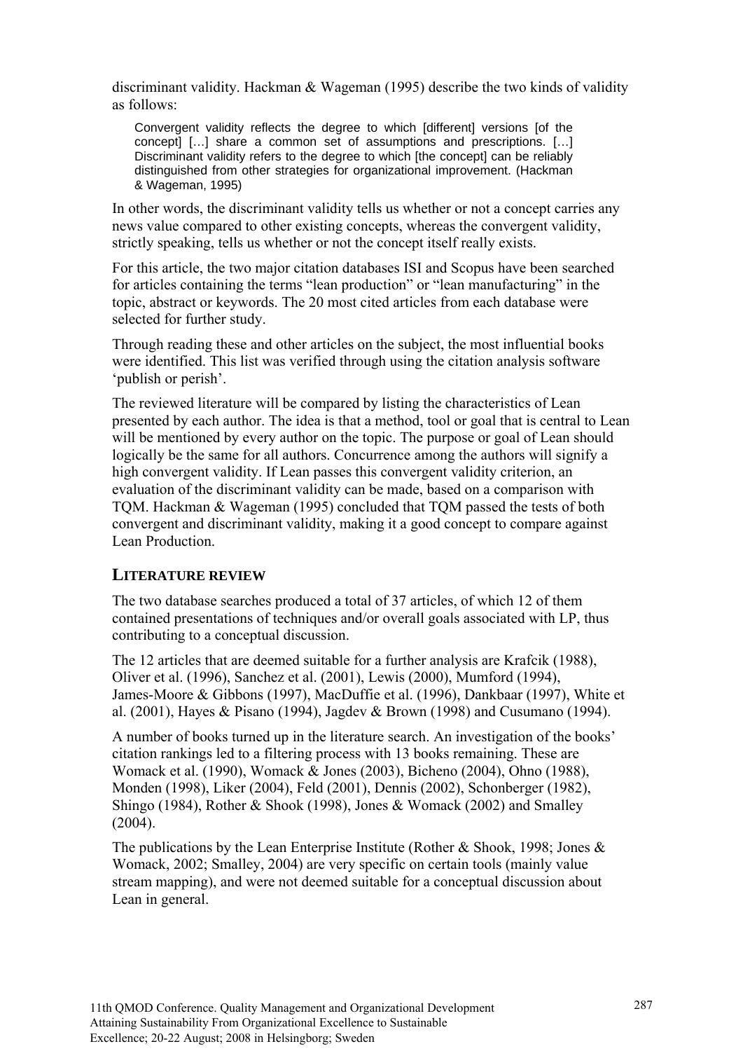discriminant validity. Hackman & Wageman (1995) describe the two kinds of validity as follows:

> Convergent validity reflects the degree to which [different] versions [of the concept] […] share a common set of assumptions and prescriptions. […] Discriminant validity refers to the degree to which [the concept] can be reliably distinguished from other strategies for organizational improvement. (Hackman & Wageman, 1995)

In other words, the discriminant validity tells us whether or not a concept carries any news value compared to other existing concepts, whereas the convergent validity, strictly speaking, tells us whether or not the concept itself really exists.

For this article, the two major citation databases ISI and Scopus have been searched for articles containing the terms "lean production" or "lean manufacturing" in the topic, abstract or keywords. The 20 most cited articles from each database were selected for further study.

Through reading these and other articles on the subject, the most influential books were identified. This list was verified through using the citation analysis software 'publish or perish'.

The reviewed literature will be compared by listing the characteristics of Lean presented by each author. The idea is that a method, tool or goal that is central to Lean will be mentioned by every author on the topic. The purpose or goal of Lean should logically be the same for all authors. Concurrence among the authors will signify a high convergent validity. If Lean passes this convergent validity criterion, an evaluation of the discriminant validity can be made, based on a comparison with TQM. Hackman & Wageman (1995) concluded that TQM passed the tests of both convergent and discriminant validity, making it a good concept to compare against Lean Production.

## LITERATURE REVIEW

The two database searches produced a total of 37 articles, of which 12 of them contained presentations of techniques and/or overall goals associated with LP, thus contributing to a conceptual discussion.

The 12 articles that are deemed suitable for a further analysis are Krafcik (1988), Oliver et al. (1996), Sanchez et al. (2001), Lewis (2000), Mumford (1994), James-Moore & Gibbons (1997), MacDuffie et al. (1996), Dankbaar (1997), White et al. (2001), Hayes & Pisano (1994), Jagdev & Brown (1998) and Cusumano (1994).

A number of books turned up in the literature search. An investigation of the books' citation rankings led to a filtering process with 13 books remaining. These are Womack et al. (1990), Womack & Jones (2003), Bicheno (2004), Ohno (1988), Monden (1998), Liker (2004), Feld (2001), Dennis (2002), Schonberger (1982), Shingo (1984), Rother & Shook (1998), Jones & Womack (2002) and Smalley (2004).

The publications by the Lean Enterprise Institute (Rother & Shook, 1998; Jones & Womack, 2002; Smalley, 2004) are very specific on certain tools (mainly value stream mapping), and were not deemed suitable for a conceptual discussion about Lean in general.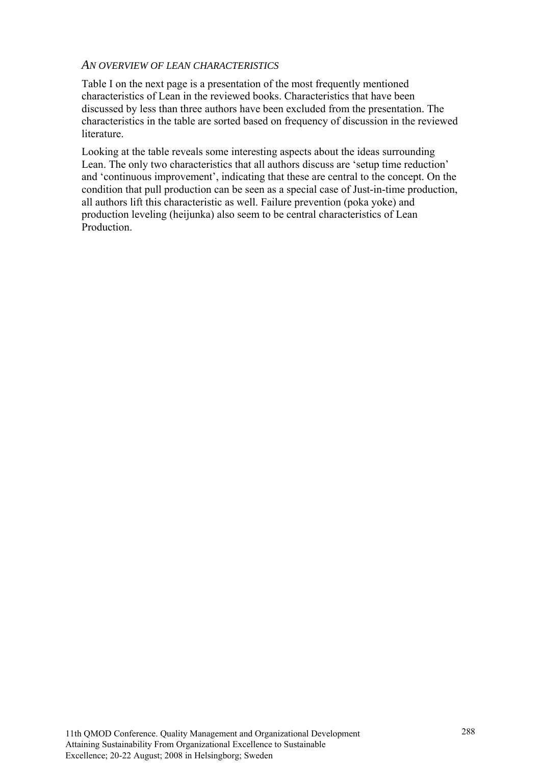### *An overview of Lean characteristics*

Table I on the next page is a presentation of the most frequently mentioned characteristics of Lean in the reviewed books. Characteristics that have been discussed by less than three authors have been excluded from the presentation. The characteristics in the table are sorted based on frequency of discussion in the reviewed literature.

Looking at the table reveals some interesting aspects about the ideas surrounding Lean. The only two characteristics that all authors discuss are 'setup time reduction' and 'continuous improvement', indicating that these are central to the concept. On the condition that pull production can be seen as a special case of Just-in-time production, all authors lift this characteristic as well. Failure prevention (poka yoke) and production leveling (heijunka) also seem to be central characteristics of Lean Production.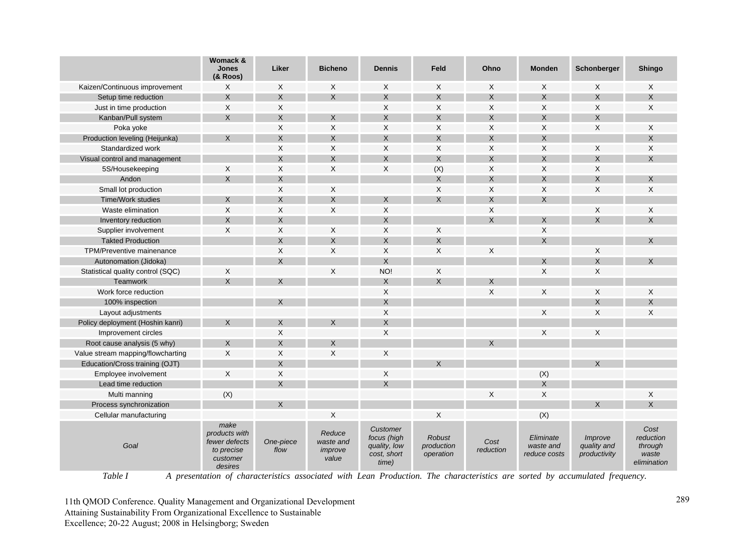| | Womack & Jones (& Roos) | Liker | Bicheno | Dennis | Feld | Ohno | Monden | Schonberger | Shingo |
|---|---|---|---|---|---|---|---|---|---|
| Kaizen/Continuous improvement | X | X | X | X | X | X | X | X | X |
| Setup time reduction | X | X | X | X | X | X | X | X | X |
| Just in time production | X | X | | X | X | X | X | X | X |
| Kanban/Pull system | X | X | X | X | X | X | X | X | |
| Poka yoke | | X | X | X | X | X | X | X | X |
| Production leveling (Heijunka) | X | X | X | X | X | X | X | | X |
| Standardized work | | X | X | X | X | X | X | X | X |
| Visual control and management | | X | X | X | X | X | X | X | X |
| 5S/Housekeeping | X | X | X | X | (X) | X | X | X | |
| Andon | X | X | | | X | X | X | X | X |
| Small lot production | | X | X | | X | X | X | X | X |
| Time/Work studies | X | X | X | X | X | X | X | | |
| Waste elimination | X | X | X | X | | X | | X | X |
| Inventory reduction | X | X | | X | | X | X | X | X |
| Supplier involvement | X | X | X | X | X | | X | | |
| Takted Production | | X | X | X | X | | X | | X |
| TPM/Preventive mainenance | | X | X | X | X | X | | X | |
| Autonomation (Jidoka) | | X | | X | | | X | X | X |
| Statistical quality control (SQC) | X | | X | NO! | X | | X | X | |
| Teamwork | X | X | | X | X | X | | | |
| Work force reduction | | | | X | | X | X | X | X |
| 100% inspection | | X | | X | | | | X | X |
| Layout adjustments | | | | X | | | X | X | X |
| Policy deployment (Hoshin kanri) | X | X | X | X | | | | | |
| Improvement circles | | X | | X | | | X | X | |
| Root cause analysis (5 why) | X | X | X | | | X | | | |
| Value stream mapping/flowcharting | X | X | X | X | | | | | |
| Education/Cross training (OJT) | | X | | | X | | | X | |
| Employee involvement | X | X | | X | | | (X) | | |
| Lead time reduction | | X | | X | | | X | | |
| Multi manning | (X) | | | | | X | X | | X |
| Process synchronization | | X | | | | | | X | X |
| Cellular manufacturing | | | X | | X | | (X) | | |
| *Goal* | *make products with fewer defects to precise customer desires* | *One-piece flow* | *Reduce waste and improve value* | *Customer focus (high quality, low cost, short time)* | *Robust production operation* | *Cost reduction* | *Eliminate waste and reduce costs* | *Improve quality and productivity* | *Cost reduction through waste elimination* |

*Table I* *A presentation of characteristics associated with Lean Production. The characteristics are sorted by accumulated frequency.*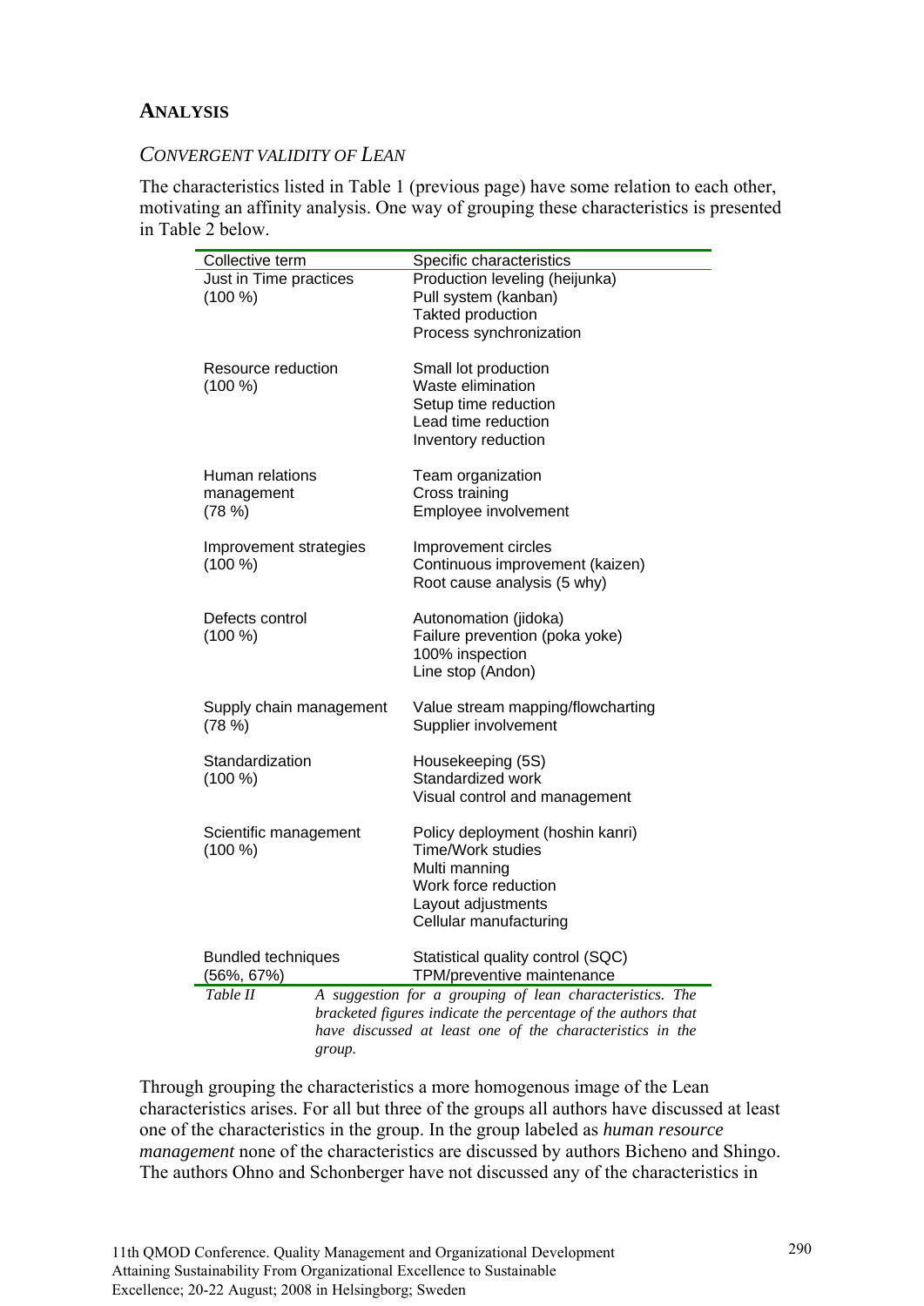## ANALYSIS

### *CONVERGENT VALIDITY OF LEAN*

The characteristics listed in Table 1 (previous page) have some relation to each other, motivating an affinity analysis. One way of grouping these characteristics is presented in Table 2 below.

| Collective term | Specific characteristics |
|---|---|
| Just in Time practices (100 %) | Production leveling (heijunka)<br>Pull system (kanban)<br>Takted production<br>Process synchronization |
| Resource reduction (100 %) | Small lot production<br>Waste elimination<br>Setup time reduction<br>Lead time reduction<br>Inventory reduction |
| Human relations management (78 %) | Team organization<br>Cross training<br>Employee involvement |
| Improvement strategies (100 %) | Improvement circles<br>Continuous improvement (kaizen)<br>Root cause analysis (5 why) |
| Defects control (100 %) | Autonomation (jidoka)<br>Failure prevention (poka yoke)<br>100% inspection<br>Line stop (Andon) |
| Supply chain management (78 %) | Value stream mapping/flowcharting<br>Supplier involvement |
| Standardization (100 %) | Housekeeping (5S)<br>Standardized work<br>Visual control and management |
| Scientific management (100 %) | Policy deployment (hoshin kanri)<br>Time/Work studies<br>Multi manning<br>Work force reduction<br>Layout adjustments<br>Cellular manufacturing |
| Bundled techniques (56%, 67%) | Statistical quality control (SQC)<br>TPM/preventive maintenance |

*Table II* *A suggestion for a grouping of lean characteristics. The bracketed figures indicate the percentage of the authors that have discussed at least one of the characteristics in the group.*

Through grouping the characteristics a more homogenous image of the Lean characteristics arises. For all but three of the groups all authors have discussed at least one of the characteristics in the group. In the group labeled as *human resource management* none of the characteristics are discussed by authors Bicheno and Shingo. The authors Ohno and Schonberger have not discussed any of the characteristics in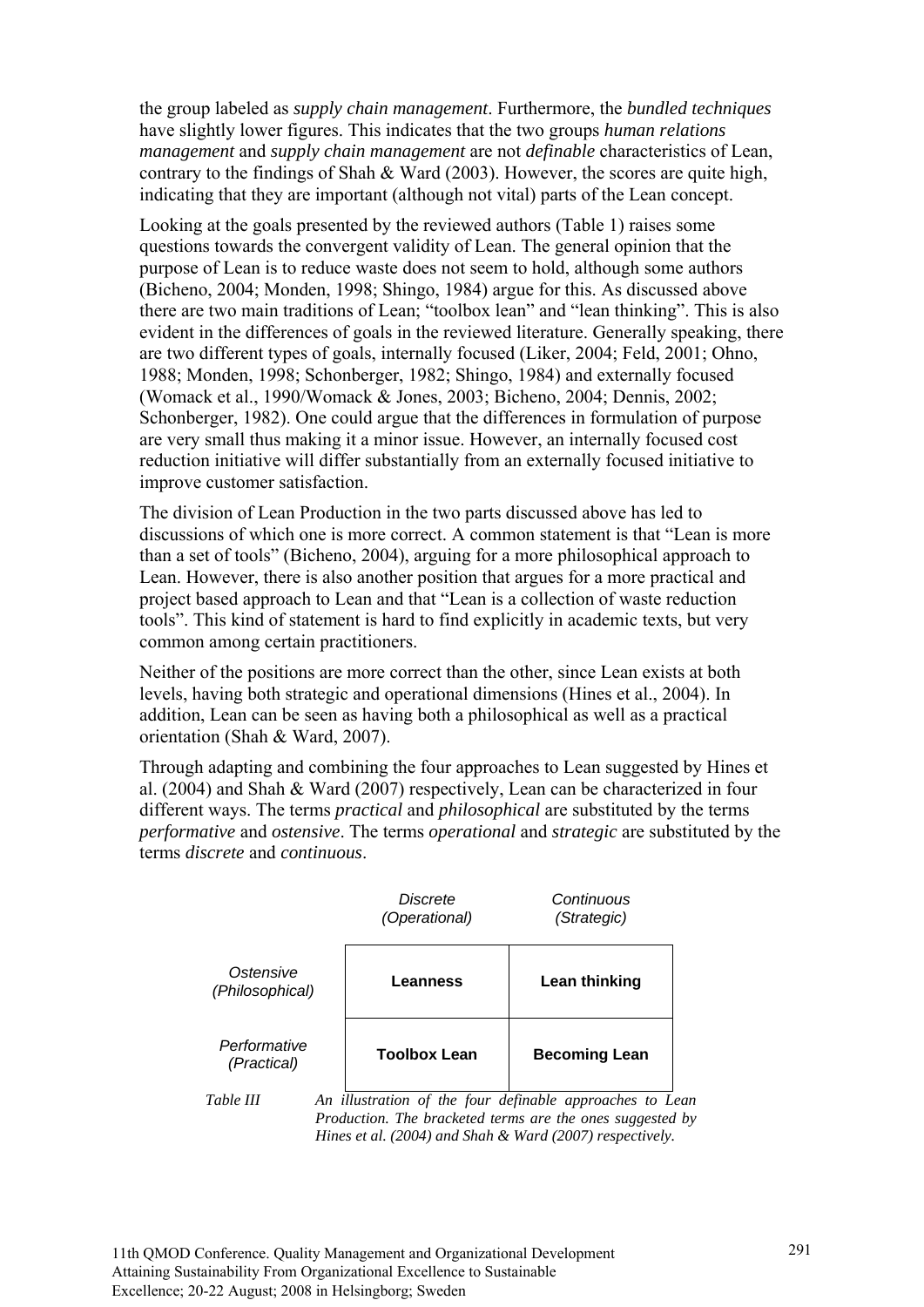the group labeled as *supply chain management*. Furthermore, the *bundled techniques* have slightly lower figures. This indicates that the two groups *human relations management* and *supply chain management* are not *definable* characteristics of Lean, contrary to the findings of Shah & Ward (2003). However, the scores are quite high, indicating that they are important (although not vital) parts of the Lean concept.

Looking at the goals presented by the reviewed authors (Table 1) raises some questions towards the convergent validity of Lean. The general opinion that the purpose of Lean is to reduce waste does not seem to hold, although some authors (Bicheno, 2004; Monden, 1998; Shingo, 1984) argue for this. As discussed above there are two main traditions of Lean; "toolbox lean" and "lean thinking". This is also evident in the differences of goals in the reviewed literature. Generally speaking, there are two different types of goals, internally focused (Liker, 2004; Feld, 2001; Ohno, 1988; Monden, 1998; Schonberger, 1982; Shingo, 1984) and externally focused (Womack et al., 1990/Womack & Jones, 2003; Bicheno, 2004; Dennis, 2002; Schonberger, 1982). One could argue that the differences in formulation of purpose are very small thus making it a minor issue. However, an internally focused cost reduction initiative will differ substantially from an externally focused initiative to improve customer satisfaction.

The division of Lean Production in the two parts discussed above has led to discussions of which one is more correct. A common statement is that "Lean is more than a set of tools" (Bicheno, 2004), arguing for a more philosophical approach to Lean. However, there is also another position that argues for a more practical and project based approach to Lean and that "Lean is a collection of waste reduction tools". This kind of statement is hard to find explicitly in academic texts, but very common among certain practitioners.

Neither of the positions are more correct than the other, since Lean exists at both levels, having both strategic and operational dimensions (Hines et al., 2004). In addition, Lean can be seen as having both a philosophical as well as a practical orientation (Shah & Ward, 2007).

Through adapting and combining the four approaches to Lean suggested by Hines et al. (2004) and Shah & Ward (2007) respectively, Lean can be characterized in four different ways. The terms *practical* and *philosophical* are substituted by the terms *performative* and *ostensive*. The terms *operational* and *strategic* are substituted by the terms *discrete* and *continuous*.

| | *Discrete (Operational)* | *Continuous (Strategic)* |
|---|---|---|
| *Ostensive (Philosophical)* | **Leanness** | **Lean thinking** |
| *Performative (Practical)* | **Toolbox Lean** | **Becoming Lean** |

*Table III An illustration of the four definable approaches to Lean Production. The bracketed terms are the ones suggested by Hines et al. (2004) and Shah & Ward (2007) respectively.*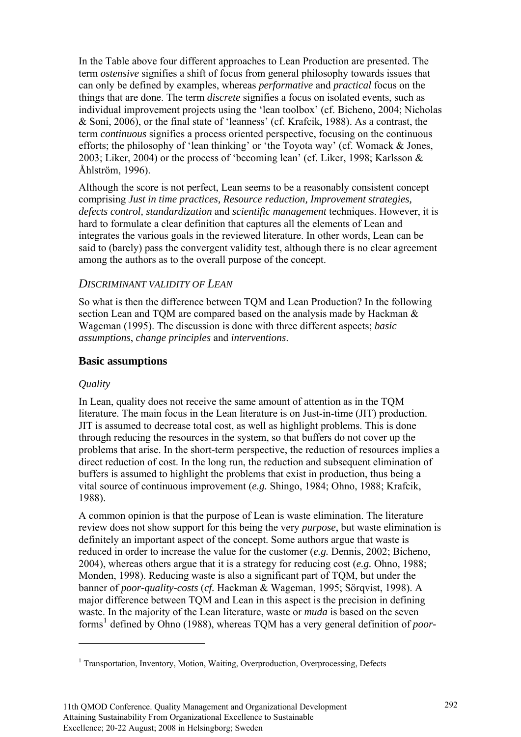In the Table above four different approaches to Lean Production are presented. The term *ostensive* signifies a shift of focus from general philosophy towards issues that can only be defined by examples, whereas *performative* and *practical* focus on the things that are done. The term *discrete* signifies a focus on isolated events, such as individual improvement projects using the 'lean toolbox' (cf. Bicheno, 2004; Nicholas & Soni, 2006), or the final state of 'leanness' (cf. Krafcik, 1988). As a contrast, the term *continuous* signifies a process oriented perspective, focusing on the continuous efforts; the philosophy of 'lean thinking' or 'the Toyota way' (cf. Womack & Jones, 2003; Liker, 2004) or the process of 'becoming lean' (cf. Liker, 1998; Karlsson & Åhlström, 1996).

Although the score is not perfect, Lean seems to be a reasonably consistent concept comprising *Just in time practices, Resource reduction, Improvement strategies, defects control, standardization* and *scientific management* techniques. However, it is hard to formulate a clear definition that captures all the elements of Lean and integrates the various goals in the reviewed literature. In other words, Lean can be said to (barely) pass the convergent validity test, although there is no clear agreement among the authors as to the overall purpose of the concept.

### *DISCRIMINANT VALIDITY OF LEAN*

So what is then the difference between TQM and Lean Production? In the following section Lean and TQM are compared based on the analysis made by Hackman & Wageman (1995). The discussion is done with three different aspects; *basic assumptions*, *change principles* and *interventions*.

## Basic assumptions

*Quality*

In Lean, quality does not receive the same amount of attention as in the TQM literature. The main focus in the Lean literature is on Just-in-time (JIT) production. JIT is assumed to decrease total cost, as well as highlight problems. This is done through reducing the resources in the system, so that buffers do not cover up the problems that arise. In the short-term perspective, the reduction of resources implies a direct reduction of cost. In the long run, the reduction and subsequent elimination of buffers is assumed to highlight the problems that exist in production, thus being a vital source of continuous improvement (*e.g.* Shingo, 1984; Ohno, 1988; Krafcik, 1988).

A common opinion is that the purpose of Lean is waste elimination. The literature review does not show support for this being the very *purpose*, but waste elimination is definitely an important aspect of the concept. Some authors argue that waste is reduced in order to increase the value for the customer (*e.g.* Dennis, 2002; Bicheno, 2004), whereas others argue that it is a strategy for reducing cost (*e.g.* Ohno, 1988; Monden, 1998). Reducing waste is also a significant part of TQM, but under the banner of *poor-quality-costs* (*cf.* Hackman & Wageman, 1995; Sörqvist, 1998). A major difference between TQM and Lean in this aspect is the precision in defining waste. In the majority of the Lean literature, waste or *muda* is based on the seven forms[1] defined by Ohno (1988), whereas TQM has a very general definition of *poor-*

---

[1] Transportation, Inventory, Motion, Waiting, Overproduction, Overprocessing, Defects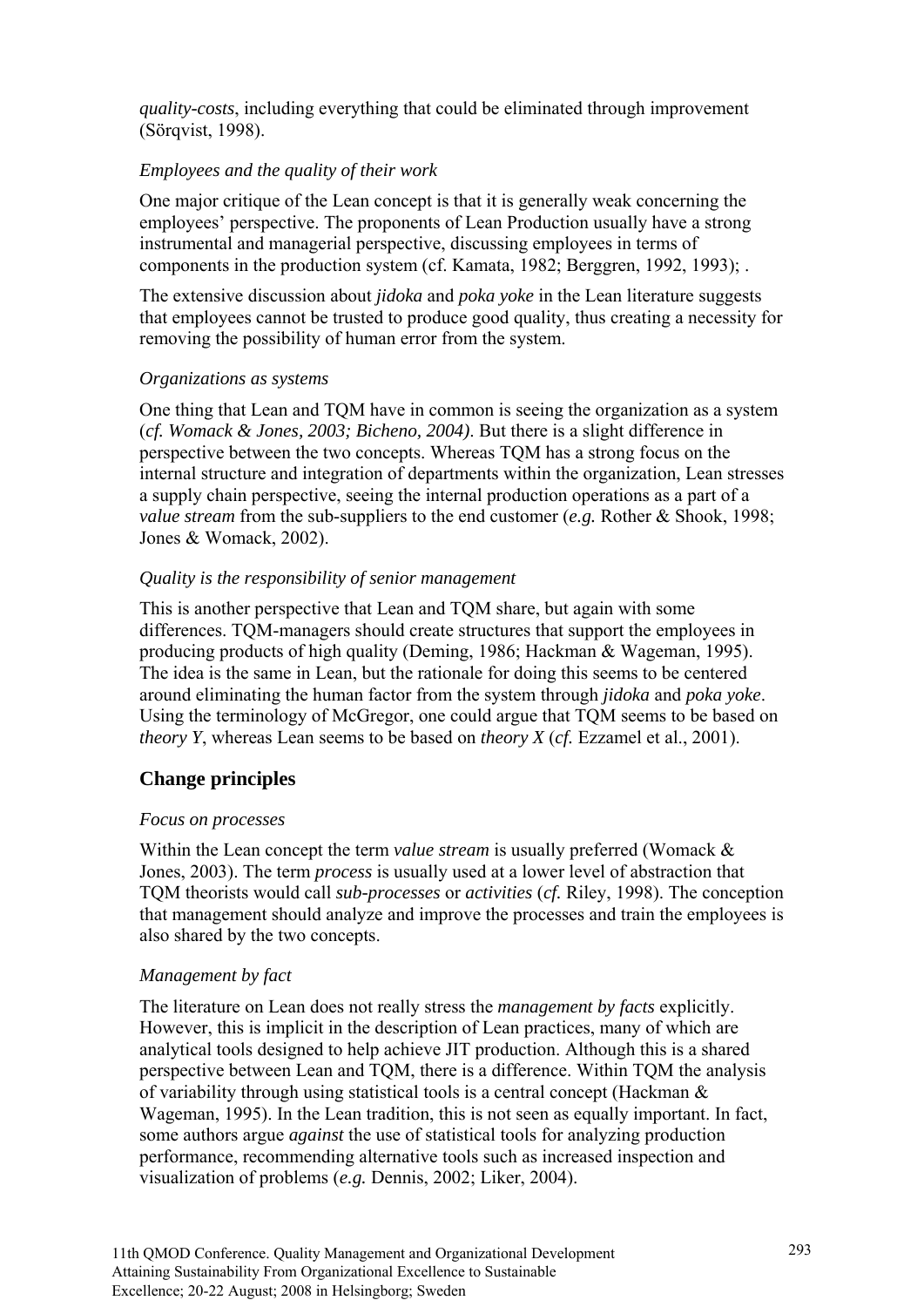*quality-costs*, including everything that could be eliminated through improvement (Sörqvist, 1998).

*Employees and the quality of their work*

One major critique of the Lean concept is that it is generally weak concerning the employees' perspective. The proponents of Lean Production usually have a strong instrumental and managerial perspective, discussing employees in terms of components in the production system (cf. Kamata, 1982; Berggren, 1992, 1993); .

The extensive discussion about *jidoka* and *poka yoke* in the Lean literature suggests that employees cannot be trusted to produce good quality, thus creating a necessity for removing the possibility of human error from the system.

*Organizations as systems*

One thing that Lean and TQM have in common is seeing the organization as a system (*cf. Womack & Jones, 2003; Bicheno, 2004)*. But there is a slight difference in perspective between the two concepts. Whereas TQM has a strong focus on the internal structure and integration of departments within the organization, Lean stresses a supply chain perspective, seeing the internal production operations as a part of a *value stream* from the sub-suppliers to the end customer (*e.g.* Rother & Shook, 1998; Jones & Womack, 2002).

*Quality is the responsibility of senior management*

This is another perspective that Lean and TQM share, but again with some differences. TQM-managers should create structures that support the employees in producing products of high quality (Deming, 1986; Hackman & Wageman, 1995). The idea is the same in Lean, but the rationale for doing this seems to be centered around eliminating the human factor from the system through *jidoka* and *poka yoke*. Using the terminology of McGregor, one could argue that TQM seems to be based on *theory Y*, whereas Lean seems to be based on *theory X* (*cf.* Ezzamel et al., 2001).

## Change principles

*Focus on processes*

Within the Lean concept the term *value stream* is usually preferred (Womack & Jones, 2003). The term *process* is usually used at a lower level of abstraction that TQM theorists would call *sub-processes* or *activities* (*cf.* Riley, 1998). The conception that management should analyze and improve the processes and train the employees is also shared by the two concepts.

*Management by fact*

The literature on Lean does not really stress the *management by facts* explicitly. However, this is implicit in the description of Lean practices, many of which are analytical tools designed to help achieve JIT production. Although this is a shared perspective between Lean and TQM, there is a difference. Within TQM the analysis of variability through using statistical tools is a central concept (Hackman & Wageman, 1995). In the Lean tradition, this is not seen as equally important. In fact, some authors argue *against* the use of statistical tools for analyzing production performance, recommending alternative tools such as increased inspection and visualization of problems (*e.g.* Dennis, 2002; Liker, 2004).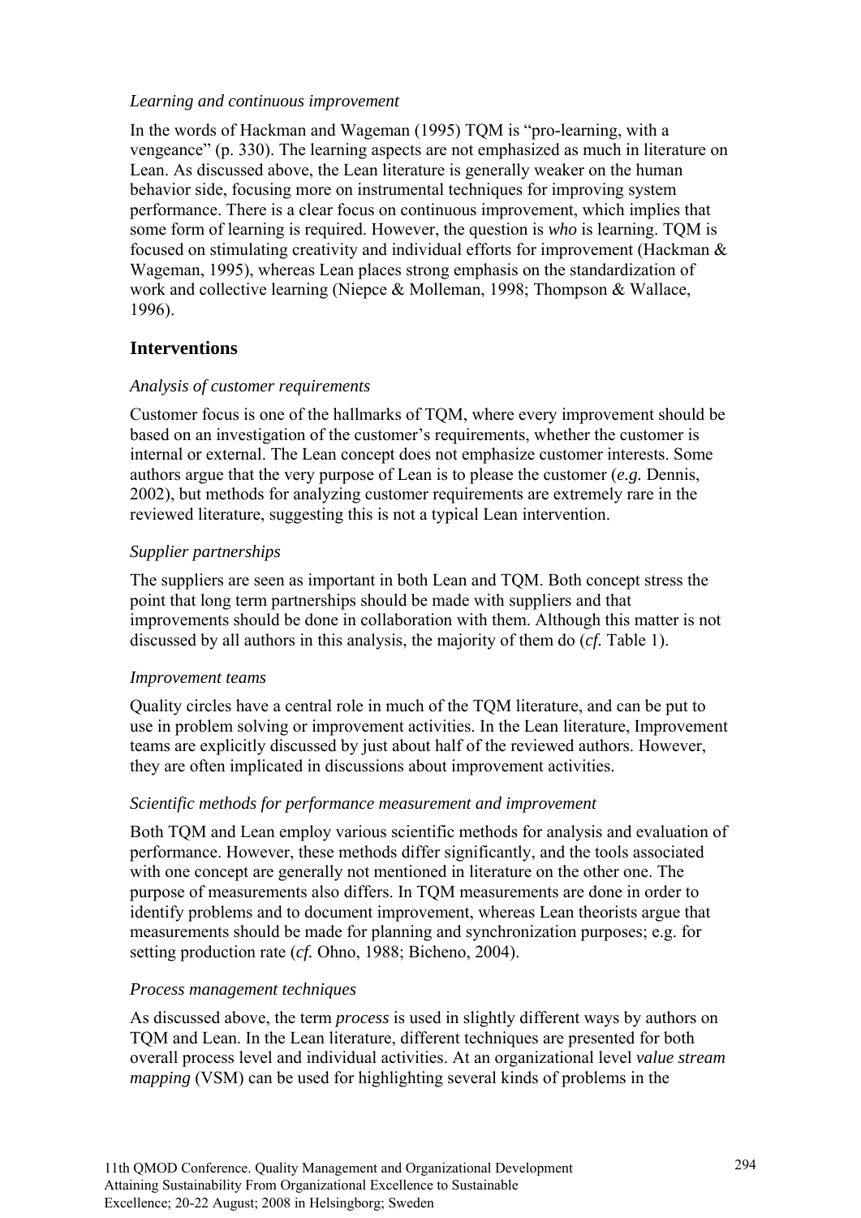*Learning and continuous improvement*

In the words of Hackman and Wageman (1995) TQM is "pro-learning, with a vengeance" (p. 330). The learning aspects are not emphasized as much in literature on Lean. As discussed above, the Lean literature is generally weaker on the human behavior side, focusing more on instrumental techniques for improving system performance. There is a clear focus on continuous improvement, which implies that some form of learning is required. However, the question is *who* is learning. TQM is focused on stimulating creativity and individual efforts for improvement (Hackman & Wageman, 1995), whereas Lean places strong emphasis on the standardization of work and collective learning (Niepce & Molleman, 1998; Thompson & Wallace, 1996).

## Interventions

*Analysis of customer requirements*

Customer focus is one of the hallmarks of TQM, where every improvement should be based on an investigation of the customer's requirements, whether the customer is internal or external. The Lean concept does not emphasize customer interests. Some authors argue that the very purpose of Lean is to please the customer (*e.g.* Dennis, 2002), but methods for analyzing customer requirements are extremely rare in the reviewed literature, suggesting this is not a typical Lean intervention.

*Supplier partnerships*

The suppliers are seen as important in both Lean and TQM. Both concept stress the point that long term partnerships should be made with suppliers and that improvements should be done in collaboration with them. Although this matter is not discussed by all authors in this analysis, the majority of them do (*cf.* Table 1).

*Improvement teams*

Quality circles have a central role in much of the TQM literature, and can be put to use in problem solving or improvement activities. In the Lean literature, Improvement teams are explicitly discussed by just about half of the reviewed authors. However, they are often implicated in discussions about improvement activities.

*Scientific methods for performance measurement and improvement*

Both TQM and Lean employ various scientific methods for analysis and evaluation of performance. However, these methods differ significantly, and the tools associated with one concept are generally not mentioned in literature on the other one. The purpose of measurements also differs. In TQM measurements are done in order to identify problems and to document improvement, whereas Lean theorists argue that measurements should be made for planning and synchronization purposes; e.g. for setting production rate (*cf.* Ohno, 1988; Bicheno, 2004).

*Process management techniques*

As discussed above, the term *process* is used in slightly different ways by authors on TQM and Lean. In the Lean literature, different techniques are presented for both overall process level and individual activities. At an organizational level *value stream mapping* (VSM) can be used for highlighting several kinds of problems in the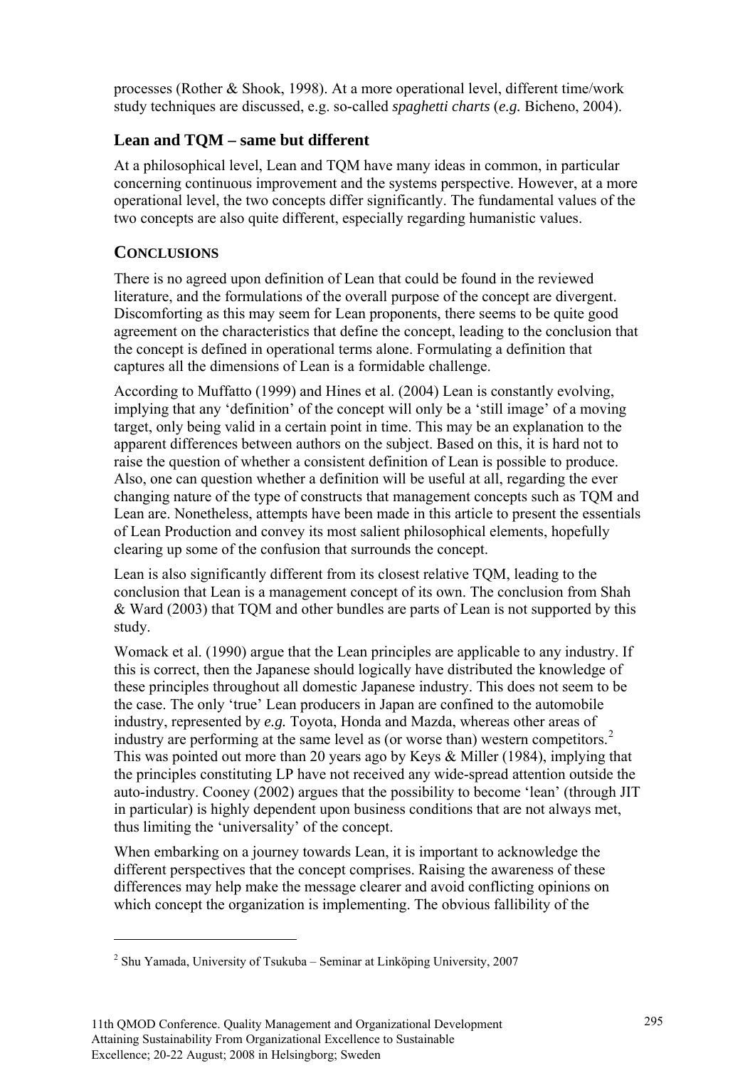processes (Rother & Shook, 1998). At a more operational level, different time/work study techniques are discussed, e.g. so-called *spaghetti charts* (*e.g.* Bicheno, 2004).

### Lean and TQM – same but different

At a philosophical level, Lean and TQM have many ideas in common, in particular concerning continuous improvement and the systems perspective. However, at a more operational level, the two concepts differ significantly. The fundamental values of the two concepts are also quite different, especially regarding humanistic values.

## CONCLUSIONS

There is no agreed upon definition of Lean that could be found in the reviewed literature, and the formulations of the overall purpose of the concept are divergent. Discomforting as this may seem for Lean proponents, there seems to be quite good agreement on the characteristics that define the concept, leading to the conclusion that the concept is defined in operational terms alone. Formulating a definition that captures all the dimensions of Lean is a formidable challenge.

According to Muffatto (1999) and Hines et al. (2004) Lean is constantly evolving, implying that any 'definition' of the concept will only be a 'still image' of a moving target, only being valid in a certain point in time. This may be an explanation to the apparent differences between authors on the subject. Based on this, it is hard not to raise the question of whether a consistent definition of Lean is possible to produce. Also, one can question whether a definition will be useful at all, regarding the ever changing nature of the type of constructs that management concepts such as TQM and Lean are. Nonetheless, attempts have been made in this article to present the essentials of Lean Production and convey its most salient philosophical elements, hopefully clearing up some of the confusion that surrounds the concept.

Lean is also significantly different from its closest relative TQM, leading to the conclusion that Lean is a management concept of its own. The conclusion from Shah & Ward (2003) that TQM and other bundles are parts of Lean is not supported by this study.

Womack et al. (1990) argue that the Lean principles are applicable to any industry. If this is correct, then the Japanese should logically have distributed the knowledge of these principles throughout all domestic Japanese industry. This does not seem to be the case. The only 'true' Lean producers in Japan are confined to the automobile industry, represented by *e.g.* Toyota, Honda and Mazda, whereas other areas of industry are performing at the same level as (or worse than) western competitors.[2] This was pointed out more than 20 years ago by Keys & Miller (1984), implying that the principles constituting LP have not received any wide-spread attention outside the auto-industry. Cooney (2002) argues that the possibility to become 'lean' (through JIT in particular) is highly dependent upon business conditions that are not always met, thus limiting the 'universality' of the concept.

When embarking on a journey towards Lean, it is important to acknowledge the different perspectives that the concept comprises. Raising the awareness of these differences may help make the message clearer and avoid conflicting opinions on which concept the organization is implementing. The obvious fallibility of the

[2] Shu Yamada, University of Tsukuba – Seminar at Linköping University, 2007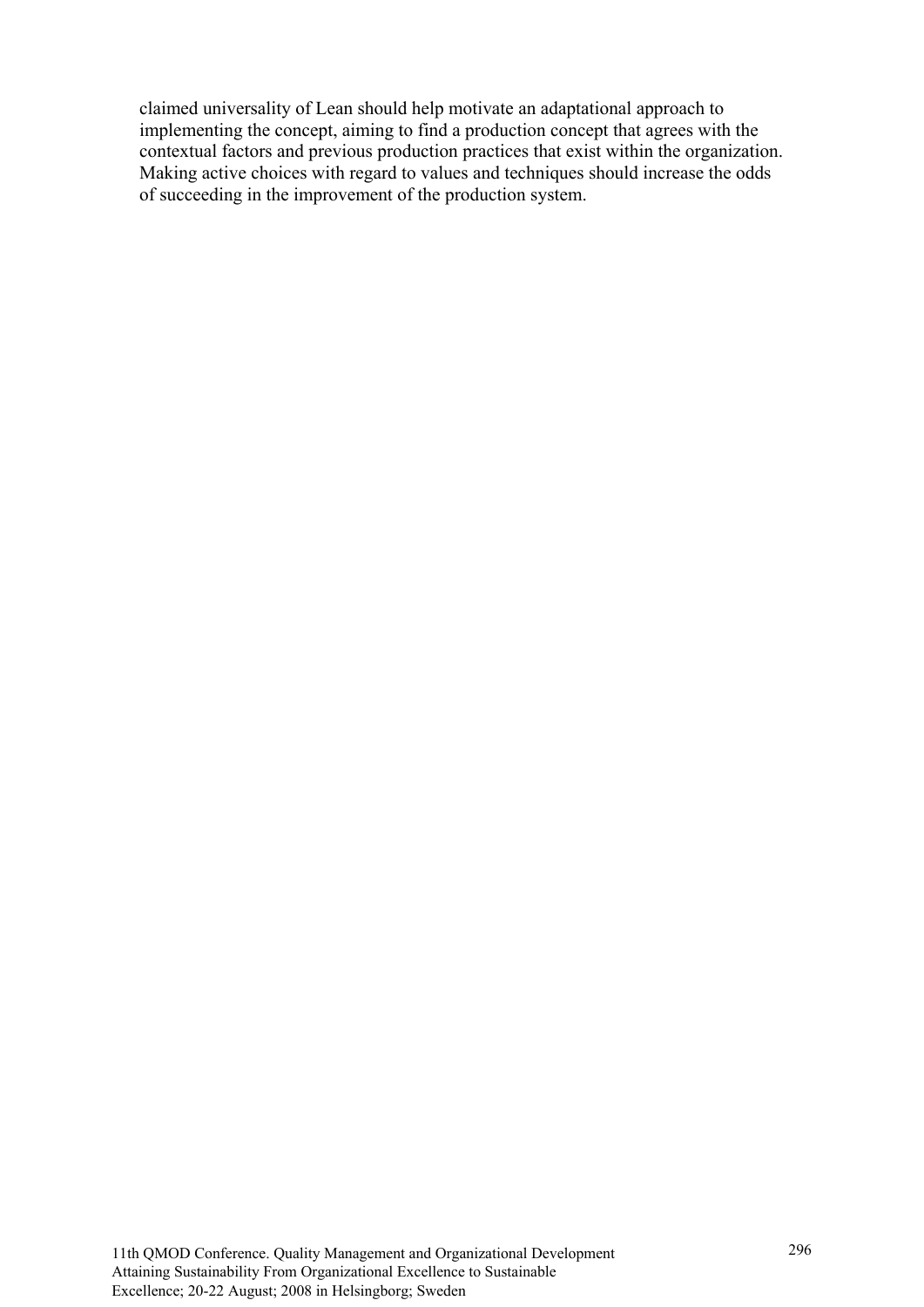claimed universality of Lean should help motivate an adaptational approach to implementing the concept, aiming to find a production concept that agrees with the contextual factors and previous production practices that exist within the organization. Making active choices with regard to values and techniques should increase the odds of succeeding in the improvement of the production system.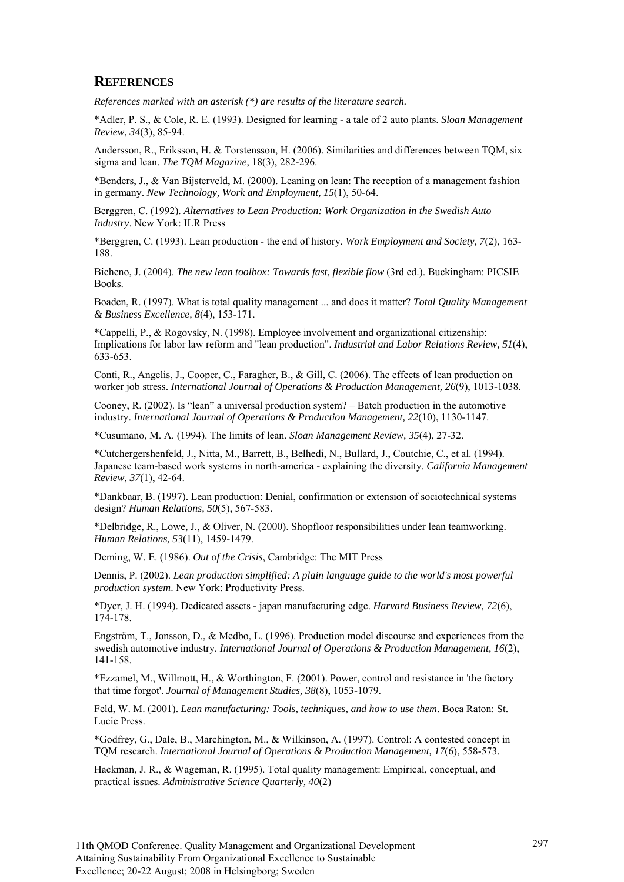## REFERENCES

*References marked with an asterisk (*) are results of the literature search.*

*Adler, P. S., & Cole, R. E. (1993). Designed for learning - a tale of 2 auto plants. *Sloan Management Review, 34*(3), 85-94.

Andersson, R., Eriksson, H. & Torstensson, H. (2006). Similarities and differences between TQM, six sigma and lean. *The TQM Magazine*, 18(3), 282-296.

*Benders, J., & Van Bijsterveld, M. (2000). Leaning on lean: The reception of a management fashion in germany. *New Technology, Work and Employment, 15*(1), 50-64.

Berggren, C. (1992). *Alternatives to Lean Production: Work Organization in the Swedish Auto Industry*. New York: ILR Press

*Berggren, C. (1993). Lean production - the end of history. *Work Employment and Society, 7*(2), 163-188.

Bicheno, J. (2004). *The new lean toolbox: Towards fast, flexible flow* (3rd ed.). Buckingham: PICSIE Books.

Boaden, R. (1997). What is total quality management ... and does it matter? *Total Quality Management & Business Excellence, 8*(4), 153-171.

*Cappelli, P., & Rogovsky, N. (1998). Employee involvement and organizational citizenship: Implications for labor law reform and "lean production". *Industrial and Labor Relations Review, 51*(4), 633-653.

Conti, R., Angelis, J., Cooper, C., Faragher, B., & Gill, C. (2006). The effects of lean production on worker job stress. *International Journal of Operations & Production Management, 26*(9), 1013-1038.

Cooney, R. (2002). Is "lean" a universal production system? – Batch production in the automotive industry. *International Journal of Operations & Production Management, 22*(10), 1130-1147.

*Cusumano, M. A. (1994). The limits of lean. *Sloan Management Review, 35*(4), 27-32.

*Cutchergershenfeld, J., Nitta, M., Barrett, B., Belhedi, N., Bullard, J., Coutchie, C., et al. (1994). Japanese team-based work systems in north-america - explaining the diversity. *California Management Review, 37*(1), 42-64.

*Dankbaar, B. (1997). Lean production: Denial, confirmation or extension of sociotechnical systems design? *Human Relations, 50*(5), 567-583.

*Delbridge, R., Lowe, J., & Oliver, N. (2000). Shopfloor responsibilities under lean teamworking. *Human Relations, 53*(11), 1459-1479.

Deming, W. E. (1986). *Out of the Crisis*, Cambridge: The MIT Press

Dennis, P. (2002). *Lean production simplified: A plain language guide to the world's most powerful production system*. New York: Productivity Press.

*Dyer, J. H. (1994). Dedicated assets - japan manufacturing edge. *Harvard Business Review, 72*(6), 174-178.

Engström, T., Jonsson, D., & Medbo, L. (1996). Production model discourse and experiences from the swedish automotive industry. *International Journal of Operations & Production Management, 16*(2), 141-158.

*Ezzamel, M., Willmott, H., & Worthington, F. (2001). Power, control and resistance in 'the factory that time forgot'. *Journal of Management Studies, 38*(8), 1053-1079.

Feld, W. M. (2001). *Lean manufacturing: Tools, techniques, and how to use them*. Boca Raton: St. Lucie Press.

*Godfrey, G., Dale, B., Marchington, M., & Wilkinson, A. (1997). Control: A contested concept in TQM research. *International Journal of Operations & Production Management, 17*(6), 558-573.

Hackman, J. R., & Wageman, R. (1995). Total quality management: Empirical, conceptual, and practical issues. *Administrative Science Quarterly, 40*(2)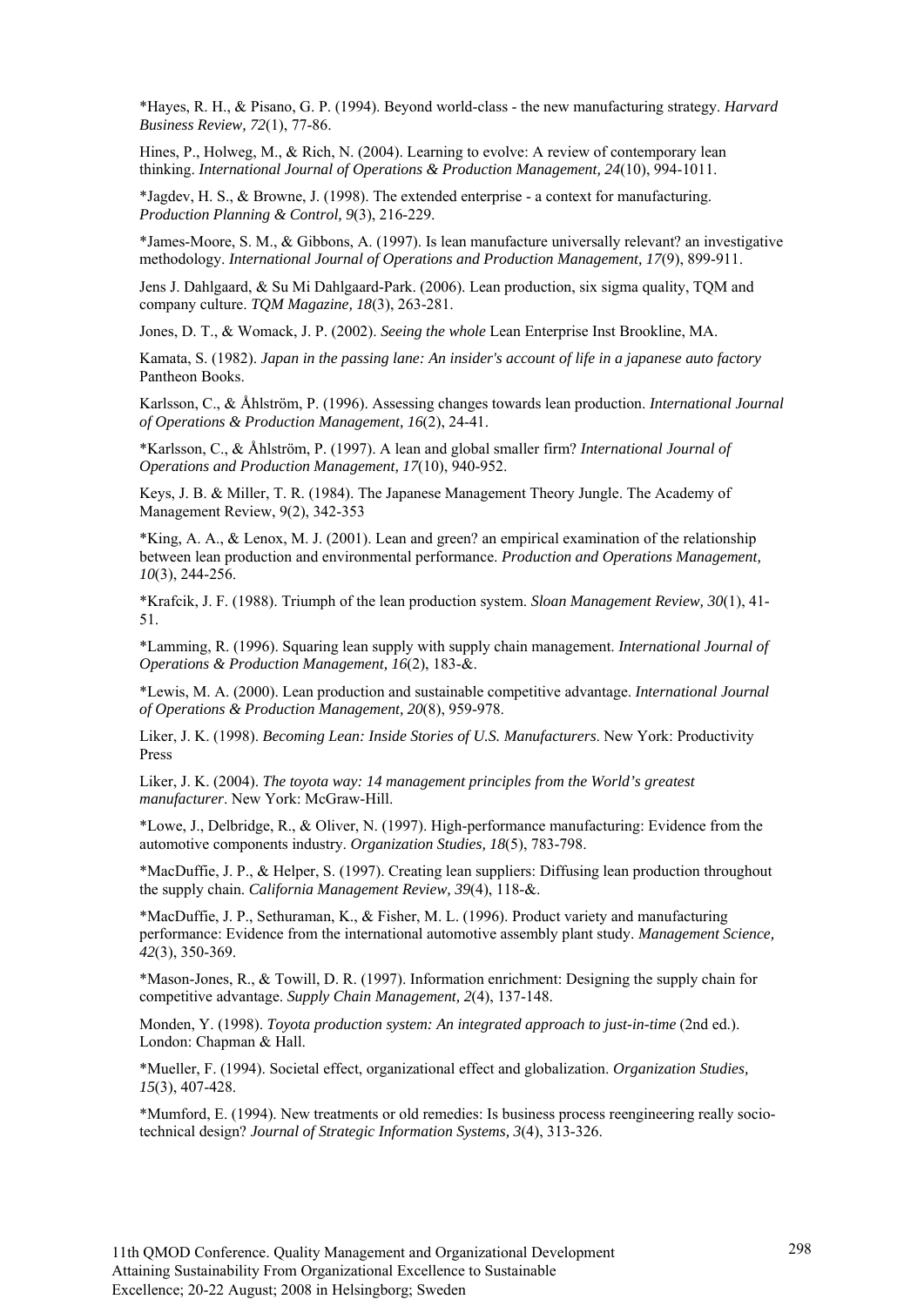*Hayes, R. H., & Pisano, G. P. (1994). Beyond world-class - the new manufacturing strategy. *Harvard Business Review, 72*(1), 77-86.

Hines, P., Holweg, M., & Rich, N. (2004). Learning to evolve: A review of contemporary lean thinking. *International Journal of Operations & Production Management, 24*(10), 994-1011.

*Jagdev, H. S., & Browne, J. (1998). The extended enterprise - a context for manufacturing. *Production Planning & Control, 9*(3), 216-229.

*James-Moore, S. M., & Gibbons, A. (1997). Is lean manufacture universally relevant? an investigative methodology. *International Journal of Operations and Production Management, 17*(9), 899-911.

Jens J. Dahlgaard, & Su Mi Dahlgaard-Park. (2006). Lean production, six sigma quality, TQM and company culture. *TQM Magazine, 18*(3), 263-281.

Jones, D. T., & Womack, J. P. (2002). *Seeing the whole* Lean Enterprise Inst Brookline, MA.

Kamata, S. (1982). *Japan in the passing lane: An insider's account of life in a japanese auto factory* Pantheon Books.

Karlsson, C., & Åhlström, P. (1996). Assessing changes towards lean production. *International Journal of Operations & Production Management, 16*(2), 24-41.

*Karlsson, C., & Åhlström, P. (1997). A lean and global smaller firm? *International Journal of Operations and Production Management, 17*(10), 940-952.

Keys, J. B. & Miller, T. R. (1984). The Japanese Management Theory Jungle. The Academy of Management Review, 9(2), 342-353

*King, A. A., & Lenox, M. J. (2001). Lean and green? an empirical examination of the relationship between lean production and environmental performance. *Production and Operations Management, 10*(3), 244-256.

*Krafcik, J. F. (1988). Triumph of the lean production system. *Sloan Management Review, 30*(1), 41-51.

*Lamming, R. (1996). Squaring lean supply with supply chain management. *International Journal of Operations & Production Management, 16*(2), 183-&.

*Lewis, M. A. (2000). Lean production and sustainable competitive advantage. *International Journal of Operations & Production Management, 20*(8), 959-978.

Liker, J. K. (1998). *Becoming Lean: Inside Stories of U.S. Manufacturers*. New York: Productivity Press

Liker, J. K. (2004). *The toyota way: 14 management principles from the World's greatest manufacturer*. New York: McGraw-Hill.

*Lowe, J., Delbridge, R., & Oliver, N. (1997). High-performance manufacturing: Evidence from the automotive components industry. *Organization Studies, 18*(5), 783-798.

*MacDuffie, J. P., & Helper, S. (1997). Creating lean suppliers: Diffusing lean production throughout the supply chain. *California Management Review, 39*(4), 118-&.

*MacDuffie, J. P., Sethuraman, K., & Fisher, M. L. (1996). Product variety and manufacturing performance: Evidence from the international automotive assembly plant study. *Management Science, 42*(3), 350-369.

*Mason-Jones, R., & Towill, D. R. (1997). Information enrichment: Designing the supply chain for competitive advantage. *Supply Chain Management, 2*(4), 137-148.

Monden, Y. (1998). *Toyota production system: An integrated approach to just-in-time* (2nd ed.). London: Chapman & Hall.

*Mueller, F. (1994). Societal effect, organizational effect and globalization. *Organization Studies, 15*(3), 407-428.

*Mumford, E. (1994). New treatments or old remedies: Is business process reengineering really socio-technical design? *Journal of Strategic Information Systems, 3*(4), 313-326.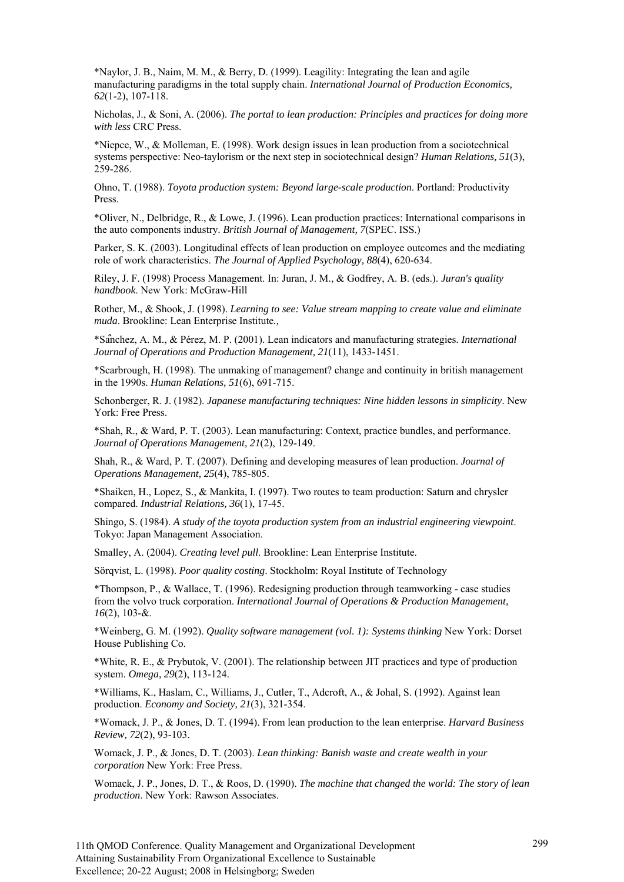*Naylor, J. B., Naim, M. M., & Berry, D. (1999). Leagility: Integrating the lean and agile manufacturing paradigms in the total supply chain. *International Journal of Production Economics, 62*(1-2), 107-118.

Nicholas, J., & Soni, A. (2006). *The portal to lean production: Principles and practices for doing more with less* CRC Press.

*Niepce, W., & Molleman, E. (1998). Work design issues in lean production from a sociotechnical systems perspective: Neo-taylorism or the next step in sociotechnical design? *Human Relations, 51*(3), 259-286.

Ohno, T. (1988). *Toyota production system: Beyond large-scale production*. Portland: Productivity Press.

*Oliver, N., Delbridge, R., & Lowe, J. (1996). Lean production practices: International comparisons in the auto components industry. *British Journal of Management, 7*(SPEC. ISS.)

Parker, S. K. (2003). Longitudinal effects of lean production on employee outcomes and the mediating role of work characteristics. *The Journal of Applied Psychology, 88*(4), 620-634.

Riley, J. F. (1998) Process Management. In: Juran, J. M., & Godfrey, A. B. (eds.). *Juran's quality handbook*. New York: McGraw-Hill

Rother, M., & Shook, J. (1998). *Learning to see: Value stream mapping to create value and eliminate muda*. Brookline: Lean Enterprise Institute*.,*

*Sânchez, A. M., & Pérez, M. P. (2001). Lean indicators and manufacturing strategies. *International Journal of Operations and Production Management, 21*(11), 1433-1451.

*Scarbrough, H. (1998). The unmaking of management? change and continuity in british management in the 1990s. *Human Relations, 51*(6), 691-715.

Schonberger, R. J. (1982). *Japanese manufacturing techniques: Nine hidden lessons in simplicity*. New York: Free Press.

*Shah, R., & Ward, P. T. (2003). Lean manufacturing: Context, practice bundles, and performance. *Journal of Operations Management, 21*(2), 129-149.

Shah, R., & Ward, P. T. (2007). Defining and developing measures of lean production. *Journal of Operations Management, 25*(4), 785-805.

*Shaiken, H., Lopez, S., & Mankita, I. (1997). Two routes to team production: Saturn and chrysler compared. *Industrial Relations, 36*(1), 17-45.

Shingo, S. (1984). *A study of the toyota production system from an industrial engineering viewpoint*. Tokyo: Japan Management Association.

Smalley, A. (2004). *Creating level pull*. Brookline: Lean Enterprise Institute.

Sörqvist, L. (1998). *Poor quality costing*. Stockholm: Royal Institute of Technology

*Thompson, P., & Wallace, T. (1996). Redesigning production through teamworking - case studies from the volvo truck corporation. *International Journal of Operations & Production Management, 16*(2), 103-&.

*Weinberg, G. M. (1992). *Quality software management (vol. 1): Systems thinking* New York: Dorset House Publishing Co.

*White, R. E., & Prybutok, V. (2001). The relationship between JIT practices and type of production system. *Omega, 29*(2), 113-124.

*Williams, K., Haslam, C., Williams, J., Cutler, T., Adcroft, A., & Johal, S. (1992). Against lean production. *Economy and Society, 21*(3), 321-354.

*Womack, J. P., & Jones, D. T. (1994). From lean production to the lean enterprise. *Harvard Business Review, 72*(2), 93-103.

Womack, J. P., & Jones, D. T. (2003). *Lean thinking: Banish waste and create wealth in your corporation* New York: Free Press.

Womack, J. P., Jones, D. T., & Roos, D. (1990). *The machine that changed the world: The story of lean production*. New York: Rawson Associates.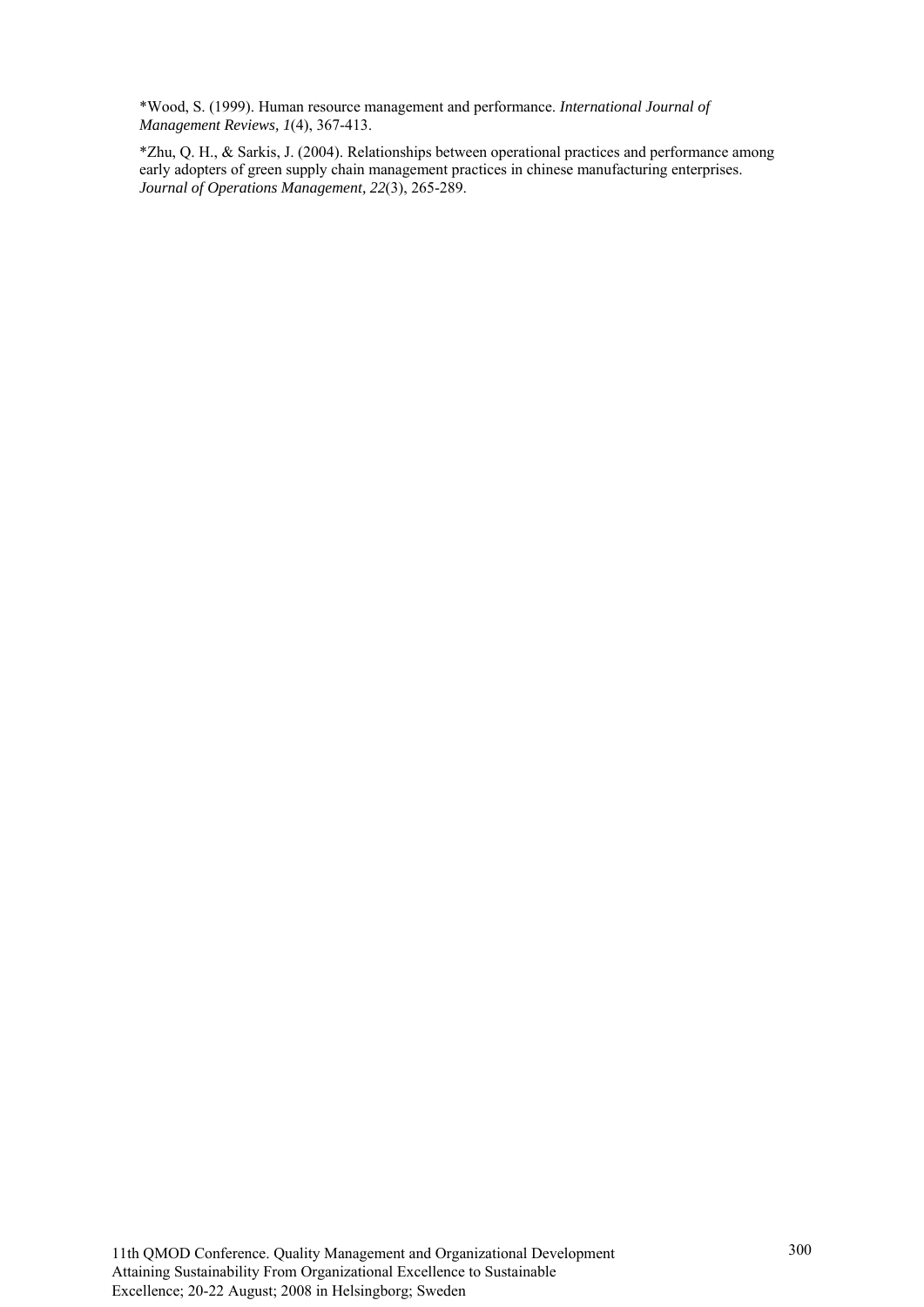*Wood, S. (1999). Human resource management and performance. *International Journal of Management Reviews, 1*(4), 367-413.

*Zhu, Q. H., & Sarkis, J. (2004). Relationships between operational practices and performance among early adopters of green supply chain management practices in chinese manufacturing enterprises. *Journal of Operations Management, 22*(3), 265-289.